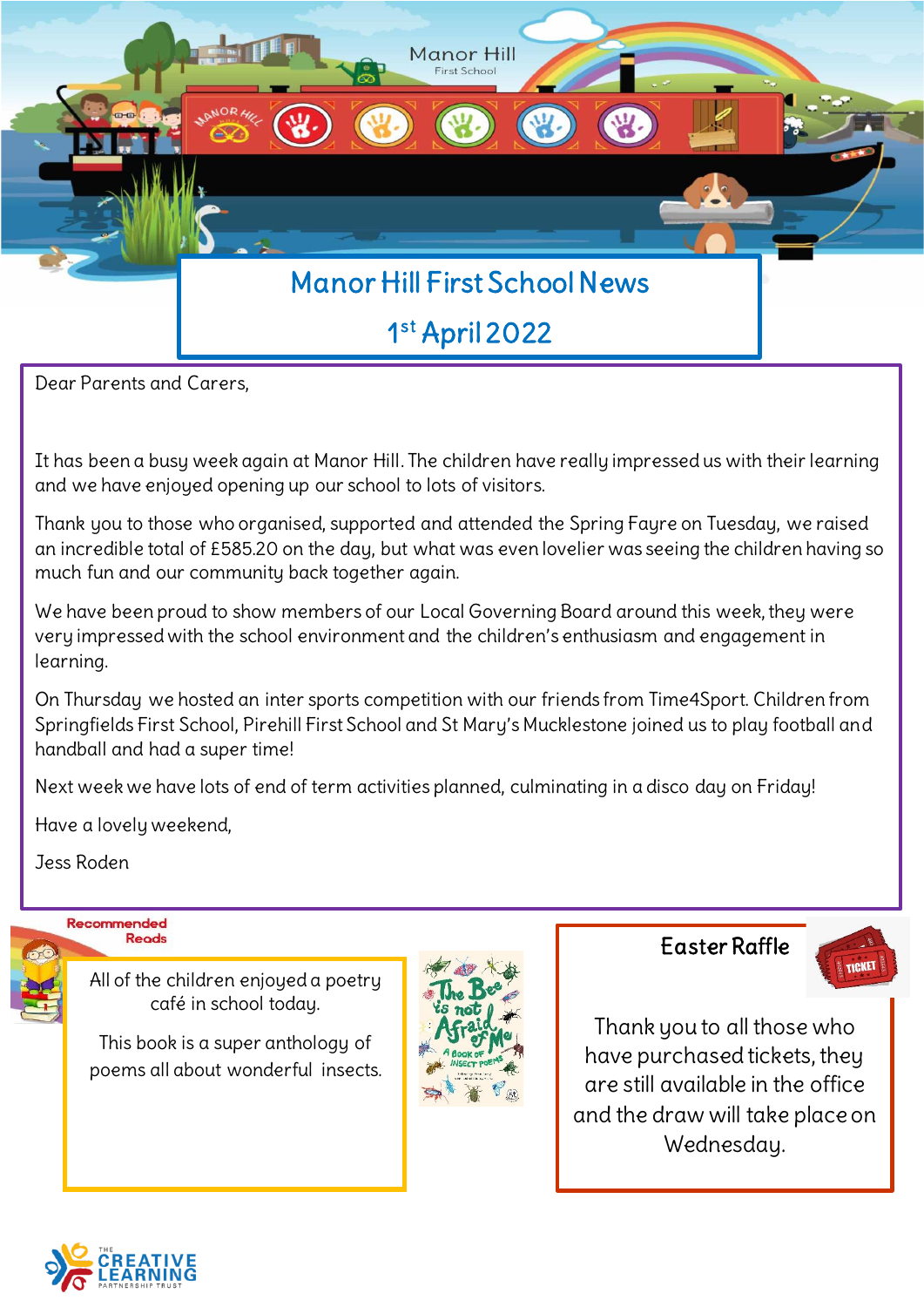# Manor Hill First School News

## 1st April 2022

Dear Parents and Carers,

It has been a busy week again at Manor Hill. The children have really impressed us with their learning and we have enjoyed opening up our school to lots of visitors.

Thank you to those who organised, supported and attended the Spring Fayre on Tuesday, we raised an incredible total of £585.20 on the day, but what was even lovelier was seeing the children having so much fun and our community back together again.

We have been proud to show members of our Local Governing Board around this week, they were very impressed with the school environment and the children's enthusiasm and engagement in learning.

On Thursday we hosted an inter sports competition with our friends from Time4Sport. Children from Springfields First School, Pirehill First School and St Mary's Mucklestone joined us to play football and handball and had a super time!

Next week we have lots of end of term activities planned, culminating in a disco day on Friday!

Have a lovely weekend,

Jess Roden

### Recommended Reads

All of the children enjoyed a poetry café in school today.

This book is a super anthology of poems all about wonderful insects.

### Easter Raffle

Thank you to all those who have purchased tickets, they are still available in the office and the draw will take place on Wednesday.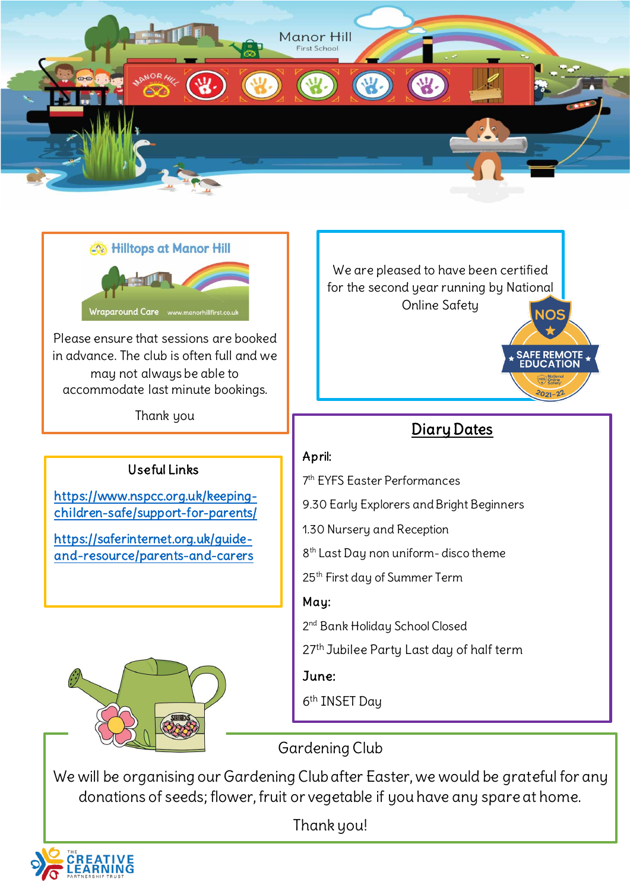Manor Hill
First School

## Hilltops at Manor Hill

Wraparound Care www.manorhillfirst.co.uk

Please ensure that sessions are booked in advance. The club is often full and we may not always be able to accommodate last minute bookings.

Thank you

We are pleased to have been certified for the second year running by National Online Safety

NOS
SAFE REMOTE EDUCATION
National Online Safety
2021-22

### Useful Links

https://www.nspcc.org.uk/keeping-children-safe/support-for-parents/

https://saferinternet.org.uk/guide-and-resource/parents-and-carers

## Diary Dates

**April:**

7th EYFS Easter Performances

9.30 Early Explorers and Bright Beginners

1.30 Nursery and Reception

8th Last Day non uniform- disco theme

25th First day of Summer Term

**May:**

2nd Bank Holiday School Closed

27th Jubilee Party Last day of half term

**June:**

6th INSET Day

## Gardening Club

We will be organising our Gardening Club after Easter, we would be grateful for any donations of seeds; flower, fruit or vegetable if you have any spare at home.

Thank you!

THE CREATIVE LEARNING PARTNERSHIP TRUST